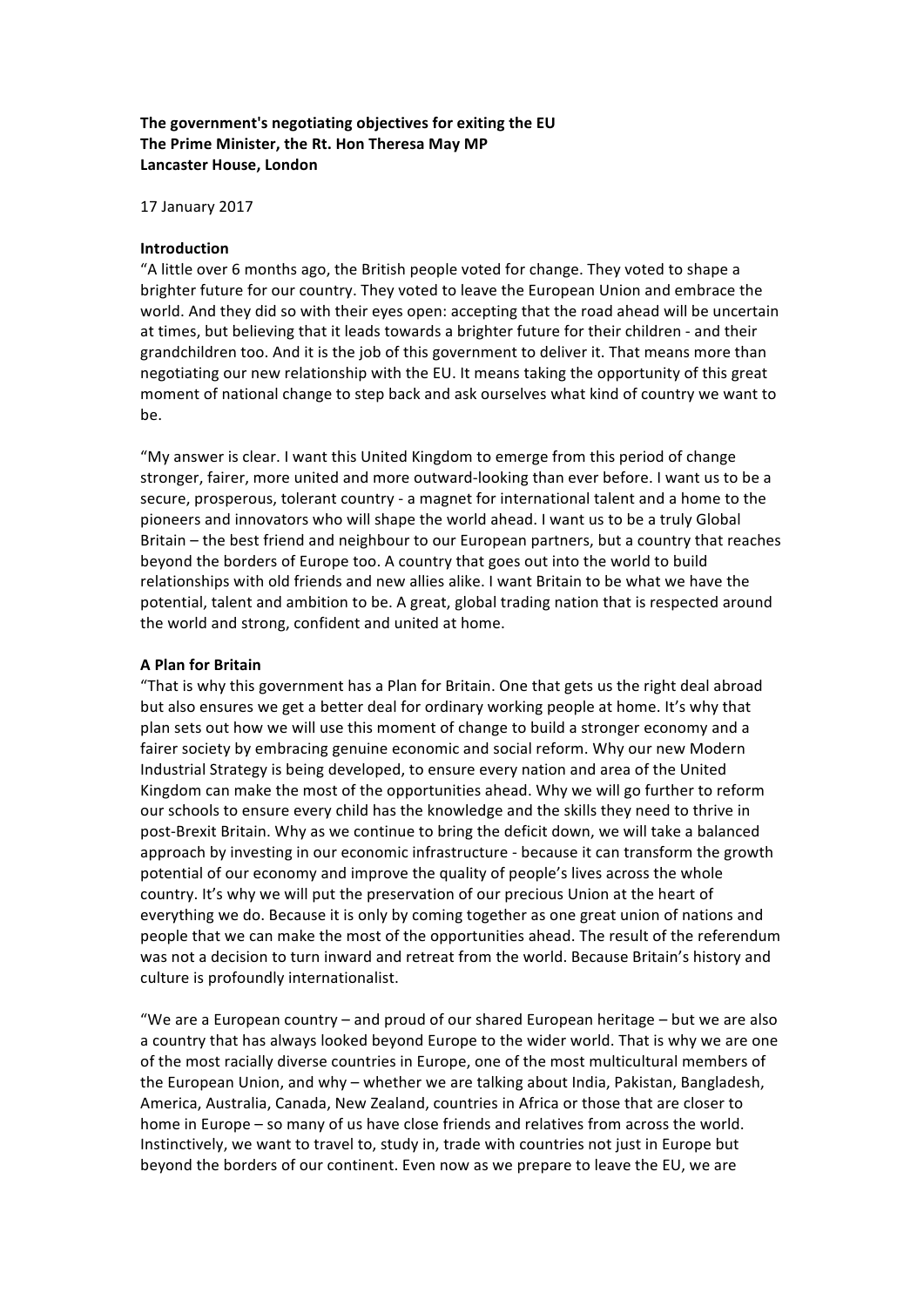**The government's negotiating objectives for exiting the EU**
**The Prime Minister, the Rt. Hon Theresa May MP**
**Lancaster House, London**

17 January 2017

**Introduction**

"A little over 6 months ago, the British people voted for change. They voted to shape a brighter future for our country. They voted to leave the European Union and embrace the world. And they did so with their eyes open: accepting that the road ahead will be uncertain at times, but believing that it leads towards a brighter future for their children - and their grandchildren too. And it is the job of this government to deliver it. That means more than negotiating our new relationship with the EU. It means taking the opportunity of this great moment of national change to step back and ask ourselves what kind of country we want to be.

"My answer is clear. I want this United Kingdom to emerge from this period of change stronger, fairer, more united and more outward-looking than ever before. I want us to be a secure, prosperous, tolerant country - a magnet for international talent and a home to the pioneers and innovators who will shape the world ahead. I want us to be a truly Global Britain – the best friend and neighbour to our European partners, but a country that reaches beyond the borders of Europe too. A country that goes out into the world to build relationships with old friends and new allies alike. I want Britain to be what we have the potential, talent and ambition to be. A great, global trading nation that is respected around the world and strong, confident and united at home.

**A Plan for Britain**

"That is why this government has a Plan for Britain. One that gets us the right deal abroad but also ensures we get a better deal for ordinary working people at home. It's why that plan sets out how we will use this moment of change to build a stronger economy and a fairer society by embracing genuine economic and social reform. Why our new Modern Industrial Strategy is being developed, to ensure every nation and area of the United Kingdom can make the most of the opportunities ahead. Why we will go further to reform our schools to ensure every child has the knowledge and the skills they need to thrive in post-Brexit Britain. Why as we continue to bring the deficit down, we will take a balanced approach by investing in our economic infrastructure - because it can transform the growth potential of our economy and improve the quality of people's lives across the whole country. It's why we will put the preservation of our precious Union at the heart of everything we do. Because it is only by coming together as one great union of nations and people that we can make the most of the opportunities ahead. The result of the referendum was not a decision to turn inward and retreat from the world. Because Britain's history and culture is profoundly internationalist.

"We are a European country – and proud of our shared European heritage – but we are also a country that has always looked beyond Europe to the wider world. That is why we are one of the most racially diverse countries in Europe, one of the most multicultural members of the European Union, and why – whether we are talking about India, Pakistan, Bangladesh, America, Australia, Canada, New Zealand, countries in Africa or those that are closer to home in Europe – so many of us have close friends and relatives from across the world. Instinctively, we want to travel to, study in, trade with countries not just in Europe but beyond the borders of our continent. Even now as we prepare to leave the EU, we are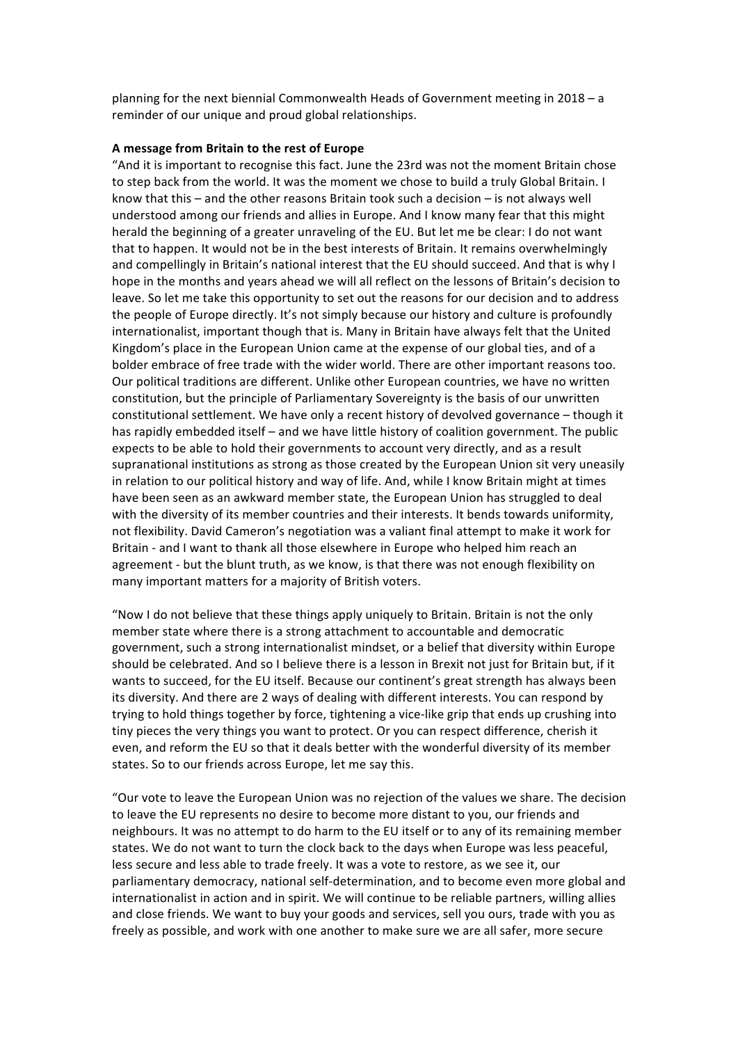planning for the next biennial Commonwealth Heads of Government meeting in 2018 – a reminder of our unique and proud global relationships.

**A message from Britain to the rest of Europe**

"And it is important to recognise this fact. June the 23rd was not the moment Britain chose to step back from the world. It was the moment we chose to build a truly Global Britain. I know that this – and the other reasons Britain took such a decision – is not always well understood among our friends and allies in Europe. And I know many fear that this might herald the beginning of a greater unraveling of the EU. But let me be clear: I do not want that to happen. It would not be in the best interests of Britain. It remains overwhelmingly and compellingly in Britain's national interest that the EU should succeed. And that is why I hope in the months and years ahead we will all reflect on the lessons of Britain's decision to leave. So let me take this opportunity to set out the reasons for our decision and to address the people of Europe directly. It's not simply because our history and culture is profoundly internationalist, important though that is. Many in Britain have always felt that the United Kingdom's place in the European Union came at the expense of our global ties, and of a bolder embrace of free trade with the wider world. There are other important reasons too. Our political traditions are different. Unlike other European countries, we have no written constitution, but the principle of Parliamentary Sovereignty is the basis of our unwritten constitutional settlement. We have only a recent history of devolved governance – though it has rapidly embedded itself – and we have little history of coalition government. The public expects to be able to hold their governments to account very directly, and as a result supranational institutions as strong as those created by the European Union sit very uneasily in relation to our political history and way of life. And, while I know Britain might at times have been seen as an awkward member state, the European Union has struggled to deal with the diversity of its member countries and their interests. It bends towards uniformity, not flexibility. David Cameron's negotiation was a valiant final attempt to make it work for Britain - and I want to thank all those elsewhere in Europe who helped him reach an agreement - but the blunt truth, as we know, is that there was not enough flexibility on many important matters for a majority of British voters.

"Now I do not believe that these things apply uniquely to Britain. Britain is not the only member state where there is a strong attachment to accountable and democratic government, such a strong internationalist mindset, or a belief that diversity within Europe should be celebrated. And so I believe there is a lesson in Brexit not just for Britain but, if it wants to succeed, for the EU itself. Because our continent's great strength has always been its diversity. And there are 2 ways of dealing with different interests. You can respond by trying to hold things together by force, tightening a vice-like grip that ends up crushing into tiny pieces the very things you want to protect. Or you can respect difference, cherish it even, and reform the EU so that it deals better with the wonderful diversity of its member states. So to our friends across Europe, let me say this.

"Our vote to leave the European Union was no rejection of the values we share. The decision to leave the EU represents no desire to become more distant to you, our friends and neighbours. It was no attempt to do harm to the EU itself or to any of its remaining member states. We do not want to turn the clock back to the days when Europe was less peaceful, less secure and less able to trade freely. It was a vote to restore, as we see it, our parliamentary democracy, national self-determination, and to become even more global and internationalist in action and in spirit. We will continue to be reliable partners, willing allies and close friends. We want to buy your goods and services, sell you ours, trade with you as freely as possible, and work with one another to make sure we are all safer, more secure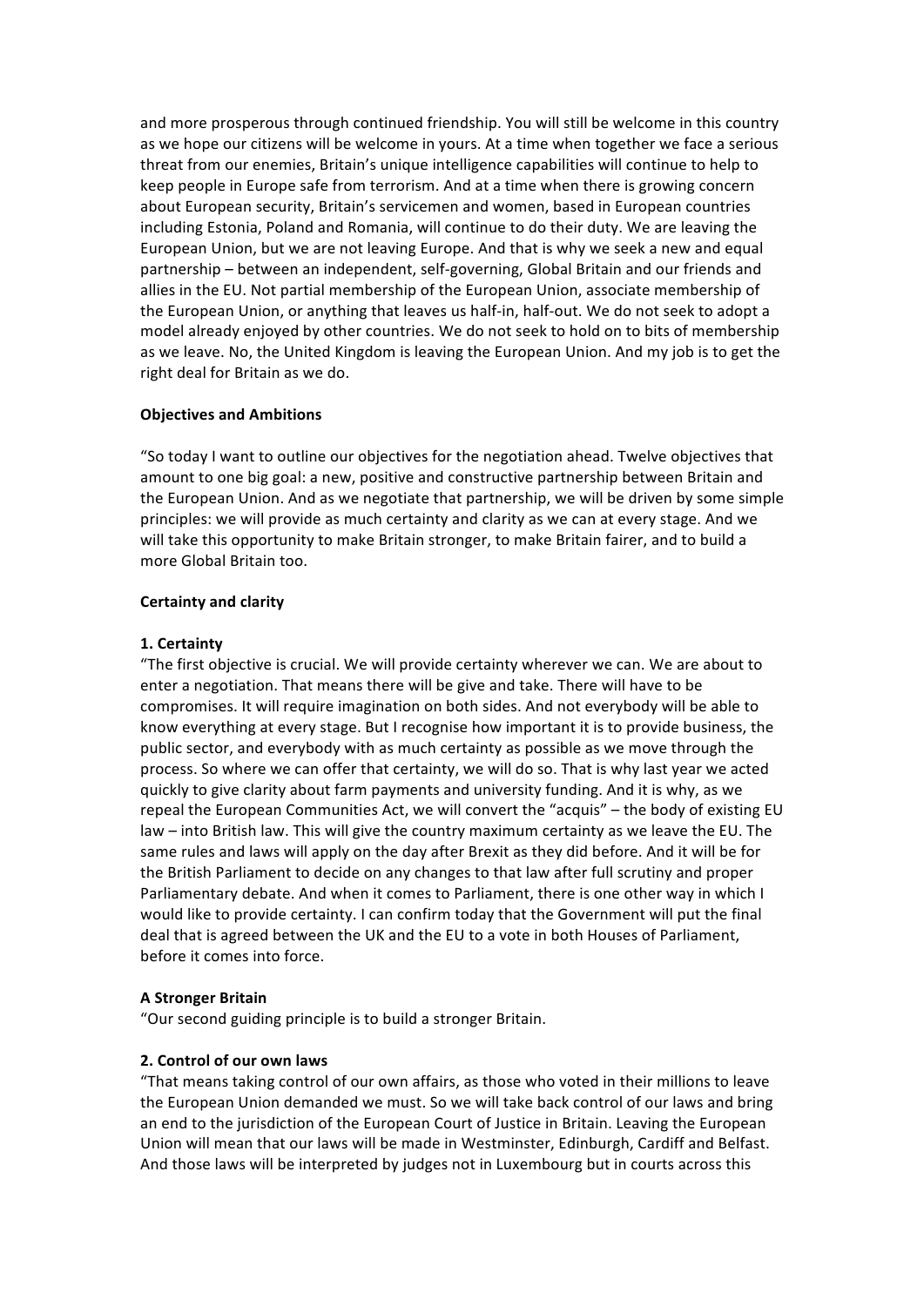and more prosperous through continued friendship. You will still be welcome in this country as we hope our citizens will be welcome in yours. At a time when together we face a serious threat from our enemies, Britain's unique intelligence capabilities will continue to help to keep people in Europe safe from terrorism. And at a time when there is growing concern about European security, Britain's servicemen and women, based in European countries including Estonia, Poland and Romania, will continue to do their duty. We are leaving the European Union, but we are not leaving Europe. And that is why we seek a new and equal partnership – between an independent, self-governing, Global Britain and our friends and allies in the EU. Not partial membership of the European Union, associate membership of the European Union, or anything that leaves us half-in, half-out. We do not seek to adopt a model already enjoyed by other countries. We do not seek to hold on to bits of membership as we leave. No, the United Kingdom is leaving the European Union. And my job is to get the right deal for Britain as we do.

**Objectives and Ambitions**

"So today I want to outline our objectives for the negotiation ahead. Twelve objectives that amount to one big goal: a new, positive and constructive partnership between Britain and the European Union. And as we negotiate that partnership, we will be driven by some simple principles: we will provide as much certainty and clarity as we can at every stage. And we will take this opportunity to make Britain stronger, to make Britain fairer, and to build a more Global Britain too.

**Certainty and clarity**

**1. Certainty**

"The first objective is crucial. We will provide certainty wherever we can. We are about to enter a negotiation. That means there will be give and take. There will have to be compromises. It will require imagination on both sides. And not everybody will be able to know everything at every stage. But I recognise how important it is to provide business, the public sector, and everybody with as much certainty as possible as we move through the process. So where we can offer that certainty, we will do so. That is why last year we acted quickly to give clarity about farm payments and university funding. And it is why, as we repeal the European Communities Act, we will convert the "acquis" – the body of existing EU law – into British law. This will give the country maximum certainty as we leave the EU. The same rules and laws will apply on the day after Brexit as they did before. And it will be for the British Parliament to decide on any changes to that law after full scrutiny and proper Parliamentary debate. And when it comes to Parliament, there is one other way in which I would like to provide certainty. I can confirm today that the Government will put the final deal that is agreed between the UK and the EU to a vote in both Houses of Parliament, before it comes into force.

**A Stronger Britain**

"Our second guiding principle is to build a stronger Britain.

**2. Control of our own laws**

"That means taking control of our own affairs, as those who voted in their millions to leave the European Union demanded we must. So we will take back control of our laws and bring an end to the jurisdiction of the European Court of Justice in Britain. Leaving the European Union will mean that our laws will be made in Westminster, Edinburgh, Cardiff and Belfast. And those laws will be interpreted by judges not in Luxembourg but in courts across this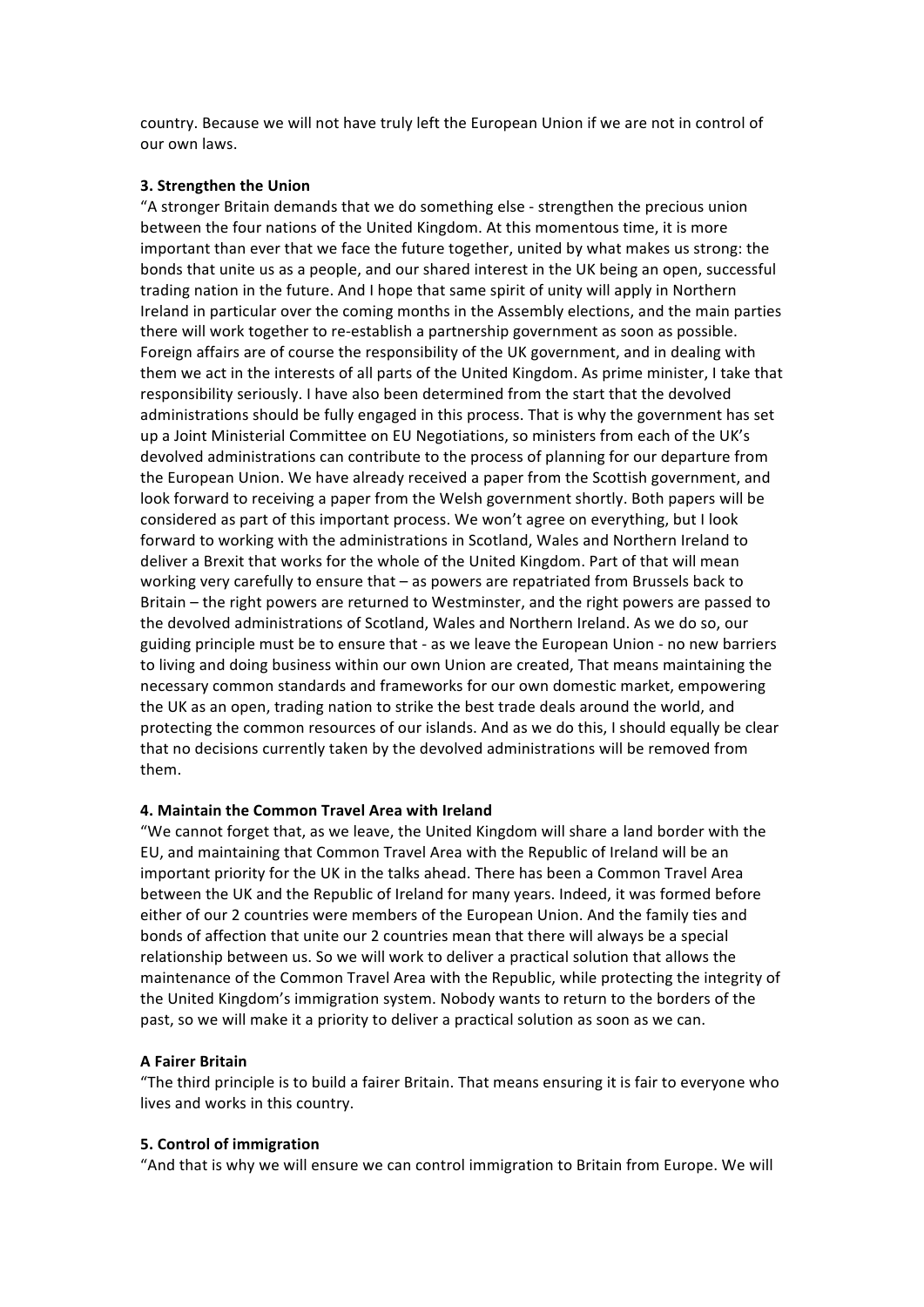country. Because we will not have truly left the European Union if we are not in control of our own laws.

**3. Strengthen the Union**

"A stronger Britain demands that we do something else - strengthen the precious union between the four nations of the United Kingdom. At this momentous time, it is more important than ever that we face the future together, united by what makes us strong: the bonds that unite us as a people, and our shared interest in the UK being an open, successful trading nation in the future. And I hope that same spirit of unity will apply in Northern Ireland in particular over the coming months in the Assembly elections, and the main parties there will work together to re-establish a partnership government as soon as possible. Foreign affairs are of course the responsibility of the UK government, and in dealing with them we act in the interests of all parts of the United Kingdom. As prime minister, I take that responsibility seriously. I have also been determined from the start that the devolved administrations should be fully engaged in this process. That is why the government has set up a Joint Ministerial Committee on EU Negotiations, so ministers from each of the UK's devolved administrations can contribute to the process of planning for our departure from the European Union. We have already received a paper from the Scottish government, and look forward to receiving a paper from the Welsh government shortly. Both papers will be considered as part of this important process. We won't agree on everything, but I look forward to working with the administrations in Scotland, Wales and Northern Ireland to deliver a Brexit that works for the whole of the United Kingdom. Part of that will mean working very carefully to ensure that – as powers are repatriated from Brussels back to Britain – the right powers are returned to Westminster, and the right powers are passed to the devolved administrations of Scotland, Wales and Northern Ireland. As we do so, our guiding principle must be to ensure that - as we leave the European Union - no new barriers to living and doing business within our own Union are created, That means maintaining the necessary common standards and frameworks for our own domestic market, empowering the UK as an open, trading nation to strike the best trade deals around the world, and protecting the common resources of our islands. And as we do this, I should equally be clear that no decisions currently taken by the devolved administrations will be removed from them.

**4. Maintain the Common Travel Area with Ireland**

"We cannot forget that, as we leave, the United Kingdom will share a land border with the EU, and maintaining that Common Travel Area with the Republic of Ireland will be an important priority for the UK in the talks ahead. There has been a Common Travel Area between the UK and the Republic of Ireland for many years. Indeed, it was formed before either of our 2 countries were members of the European Union. And the family ties and bonds of affection that unite our 2 countries mean that there will always be a special relationship between us. So we will work to deliver a practical solution that allows the maintenance of the Common Travel Area with the Republic, while protecting the integrity of the United Kingdom's immigration system. Nobody wants to return to the borders of the past, so we will make it a priority to deliver a practical solution as soon as we can.

**A Fairer Britain**

"The third principle is to build a fairer Britain. That means ensuring it is fair to everyone who lives and works in this country.

**5. Control of immigration**

"And that is why we will ensure we can control immigration to Britain from Europe. We will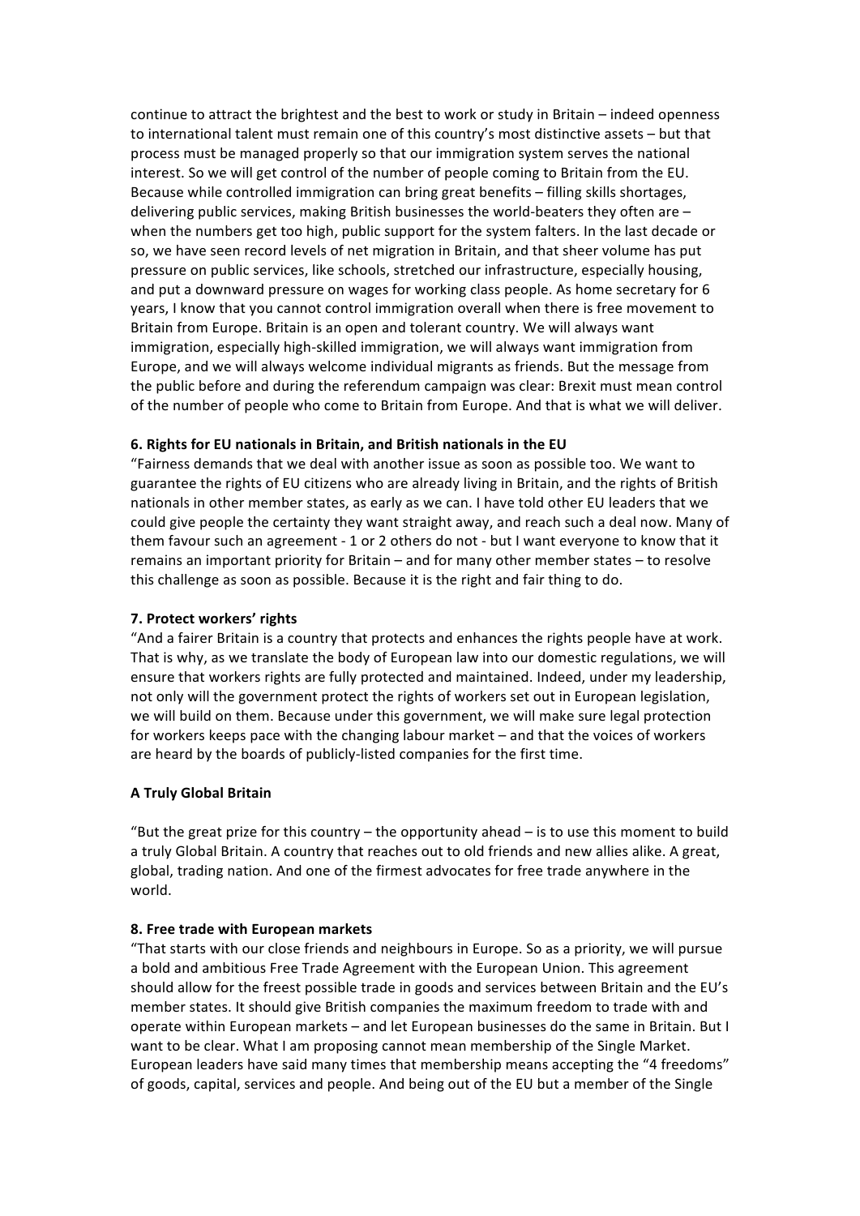continue to attract the brightest and the best to work or study in Britain – indeed openness to international talent must remain one of this country's most distinctive assets – but that process must be managed properly so that our immigration system serves the national interest. So we will get control of the number of people coming to Britain from the EU. Because while controlled immigration can bring great benefits – filling skills shortages, delivering public services, making British businesses the world-beaters they often are – when the numbers get too high, public support for the system falters. In the last decade or so, we have seen record levels of net migration in Britain, and that sheer volume has put pressure on public services, like schools, stretched our infrastructure, especially housing, and put a downward pressure on wages for working class people. As home secretary for 6 years, I know that you cannot control immigration overall when there is free movement to Britain from Europe. Britain is an open and tolerant country. We will always want immigration, especially high-skilled immigration, we will always want immigration from Europe, and we will always welcome individual migrants as friends. But the message from the public before and during the referendum campaign was clear: Brexit must mean control of the number of people who come to Britain from Europe. And that is what we will deliver.

**6. Rights for EU nationals in Britain, and British nationals in the EU**

"Fairness demands that we deal with another issue as soon as possible too. We want to guarantee the rights of EU citizens who are already living in Britain, and the rights of British nationals in other member states, as early as we can. I have told other EU leaders that we could give people the certainty they want straight away, and reach such a deal now. Many of them favour such an agreement - 1 or 2 others do not - but I want everyone to know that it remains an important priority for Britain – and for many other member states – to resolve this challenge as soon as possible. Because it is the right and fair thing to do.

**7. Protect workers' rights**

"And a fairer Britain is a country that protects and enhances the rights people have at work. That is why, as we translate the body of European law into our domestic regulations, we will ensure that workers rights are fully protected and maintained. Indeed, under my leadership, not only will the government protect the rights of workers set out in European legislation, we will build on them. Because under this government, we will make sure legal protection for workers keeps pace with the changing labour market – and that the voices of workers are heard by the boards of publicly-listed companies for the first time.

**A Truly Global Britain**

"But the great prize for this country – the opportunity ahead – is to use this moment to build a truly Global Britain. A country that reaches out to old friends and new allies alike. A great, global, trading nation. And one of the firmest advocates for free trade anywhere in the world.

**8. Free trade with European markets**

"That starts with our close friends and neighbours in Europe. So as a priority, we will pursue a bold and ambitious Free Trade Agreement with the European Union. This agreement should allow for the freest possible trade in goods and services between Britain and the EU's member states. It should give British companies the maximum freedom to trade with and operate within European markets – and let European businesses do the same in Britain. But I want to be clear. What I am proposing cannot mean membership of the Single Market. European leaders have said many times that membership means accepting the "4 freedoms" of goods, capital, services and people. And being out of the EU but a member of the Single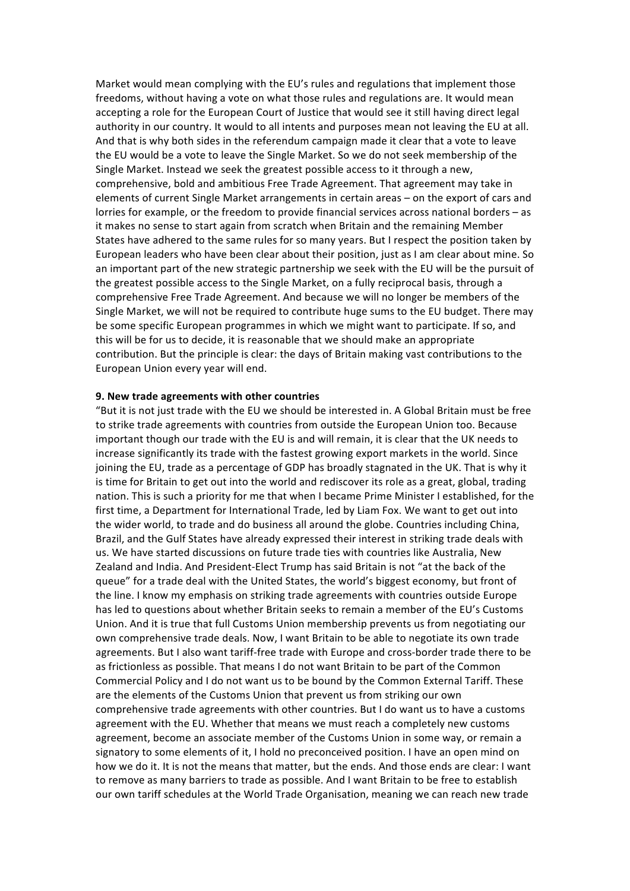Market would mean complying with the EU's rules and regulations that implement those freedoms, without having a vote on what those rules and regulations are. It would mean accepting a role for the European Court of Justice that would see it still having direct legal authority in our country. It would to all intents and purposes mean not leaving the EU at all. And that is why both sides in the referendum campaign made it clear that a vote to leave the EU would be a vote to leave the Single Market. So we do not seek membership of the Single Market. Instead we seek the greatest possible access to it through a new, comprehensive, bold and ambitious Free Trade Agreement. That agreement may take in elements of current Single Market arrangements in certain areas – on the export of cars and lorries for example, or the freedom to provide financial services across national borders – as it makes no sense to start again from scratch when Britain and the remaining Member States have adhered to the same rules for so many years. But I respect the position taken by European leaders who have been clear about their position, just as I am clear about mine. So an important part of the new strategic partnership we seek with the EU will be the pursuit of the greatest possible access to the Single Market, on a fully reciprocal basis, through a comprehensive Free Trade Agreement. And because we will no longer be members of the Single Market, we will not be required to contribute huge sums to the EU budget. There may be some specific European programmes in which we might want to participate. If so, and this will be for us to decide, it is reasonable that we should make an appropriate contribution. But the principle is clear: the days of Britain making vast contributions to the European Union every year will end.

**9. New trade agreements with other countries**

"But it is not just trade with the EU we should be interested in. A Global Britain must be free to strike trade agreements with countries from outside the European Union too. Because important though our trade with the EU is and will remain, it is clear that the UK needs to increase significantly its trade with the fastest growing export markets in the world. Since joining the EU, trade as a percentage of GDP has broadly stagnated in the UK. That is why it is time for Britain to get out into the world and rediscover its role as a great, global, trading nation. This is such a priority for me that when I became Prime Minister I established, for the first time, a Department for International Trade, led by Liam Fox. We want to get out into the wider world, to trade and do business all around the globe. Countries including China, Brazil, and the Gulf States have already expressed their interest in striking trade deals with us. We have started discussions on future trade ties with countries like Australia, New Zealand and India. And President-Elect Trump has said Britain is not "at the back of the queue" for a trade deal with the United States, the world's biggest economy, but front of the line. I know my emphasis on striking trade agreements with countries outside Europe has led to questions about whether Britain seeks to remain a member of the EU's Customs Union. And it is true that full Customs Union membership prevents us from negotiating our own comprehensive trade deals. Now, I want Britain to be able to negotiate its own trade agreements. But I also want tariff-free trade with Europe and cross-border trade there to be as frictionless as possible. That means I do not want Britain to be part of the Common Commercial Policy and I do not want us to be bound by the Common External Tariff. These are the elements of the Customs Union that prevent us from striking our own comprehensive trade agreements with other countries. But I do want us to have a customs agreement with the EU. Whether that means we must reach a completely new customs agreement, become an associate member of the Customs Union in some way, or remain a signatory to some elements of it, I hold no preconceived position. I have an open mind on how we do it. It is not the means that matter, but the ends. And those ends are clear: I want to remove as many barriers to trade as possible. And I want Britain to be free to establish our own tariff schedules at the World Trade Organisation, meaning we can reach new trade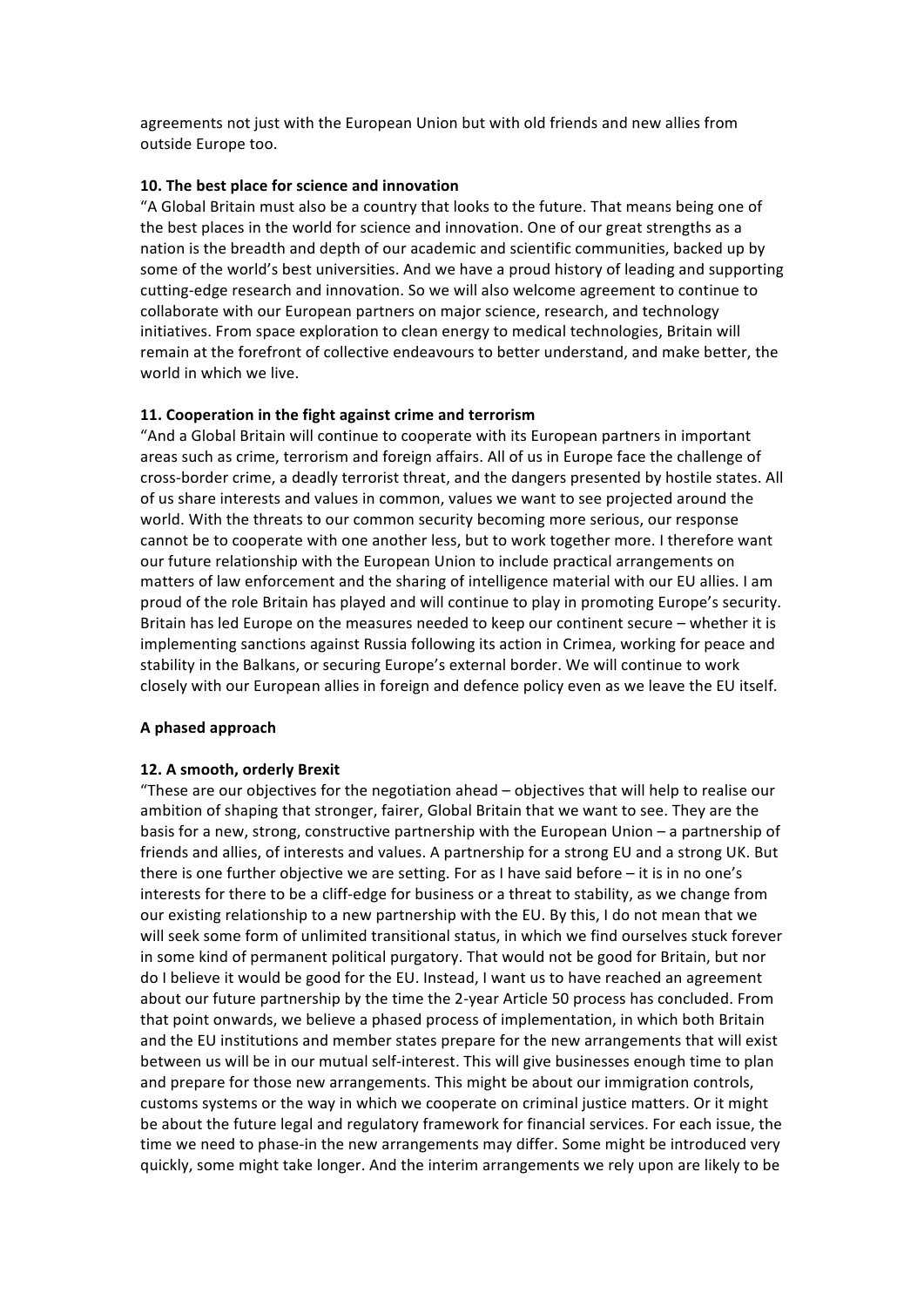agreements not just with the European Union but with old friends and new allies from outside Europe too.

**10. The best place for science and innovation**

"A Global Britain must also be a country that looks to the future. That means being one of the best places in the world for science and innovation. One of our great strengths as a nation is the breadth and depth of our academic and scientific communities, backed up by some of the world's best universities. And we have a proud history of leading and supporting cutting-edge research and innovation. So we will also welcome agreement to continue to collaborate with our European partners on major science, research, and technology initiatives. From space exploration to clean energy to medical technologies, Britain will remain at the forefront of collective endeavours to better understand, and make better, the world in which we live.

**11. Cooperation in the fight against crime and terrorism**

"And a Global Britain will continue to cooperate with its European partners in important areas such as crime, terrorism and foreign affairs. All of us in Europe face the challenge of cross-border crime, a deadly terrorist threat, and the dangers presented by hostile states. All of us share interests and values in common, values we want to see projected around the world. With the threats to our common security becoming more serious, our response cannot be to cooperate with one another less, but to work together more. I therefore want our future relationship with the European Union to include practical arrangements on matters of law enforcement and the sharing of intelligence material with our EU allies. I am proud of the role Britain has played and will continue to play in promoting Europe's security. Britain has led Europe on the measures needed to keep our continent secure – whether it is implementing sanctions against Russia following its action in Crimea, working for peace and stability in the Balkans, or securing Europe's external border. We will continue to work closely with our European allies in foreign and defence policy even as we leave the EU itself.

**A phased approach**

**12. A smooth, orderly Brexit**

"These are our objectives for the negotiation ahead – objectives that will help to realise our ambition of shaping that stronger, fairer, Global Britain that we want to see. They are the basis for a new, strong, constructive partnership with the European Union – a partnership of friends and allies, of interests and values. A partnership for a strong EU and a strong UK. But there is one further objective we are setting. For as I have said before – it is in no one's interests for there to be a cliff-edge for business or a threat to stability, as we change from our existing relationship to a new partnership with the EU. By this, I do not mean that we will seek some form of unlimited transitional status, in which we find ourselves stuck forever in some kind of permanent political purgatory. That would not be good for Britain, but nor do I believe it would be good for the EU. Instead, I want us to have reached an agreement about our future partnership by the time the 2-year Article 50 process has concluded. From that point onwards, we believe a phased process of implementation, in which both Britain and the EU institutions and member states prepare for the new arrangements that will exist between us will be in our mutual self-interest. This will give businesses enough time to plan and prepare for those new arrangements. This might be about our immigration controls, customs systems or the way in which we cooperate on criminal justice matters. Or it might be about the future legal and regulatory framework for financial services. For each issue, the time we need to phase-in the new arrangements may differ. Some might be introduced very quickly, some might take longer. And the interim arrangements we rely upon are likely to be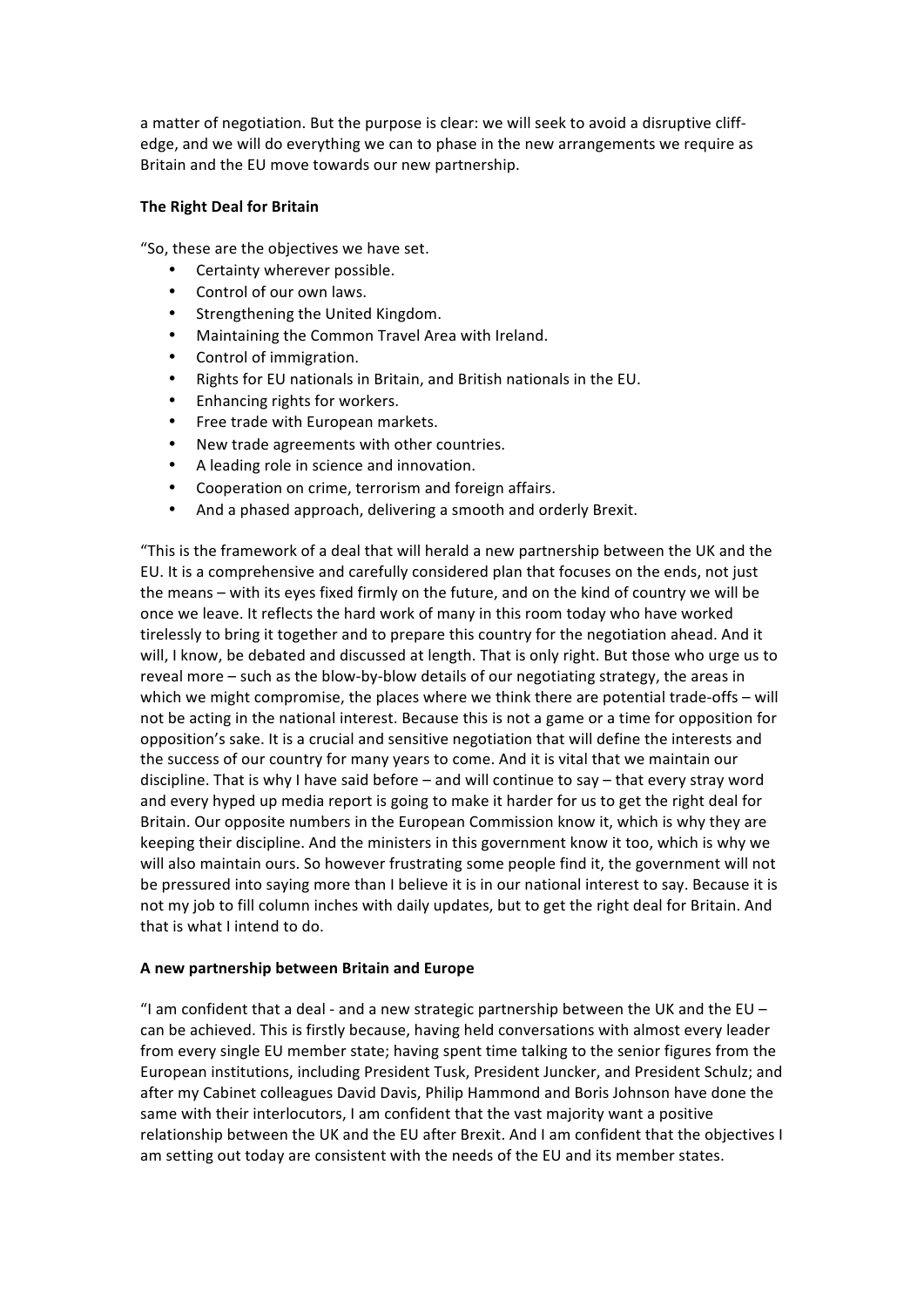a matter of negotiation. But the purpose is clear: we will seek to avoid a disruptive cliff-edge, and we will do everything we can to phase in the new arrangements we require as Britain and the EU move towards our new partnership.

**The Right Deal for Britain**

"So, these are the objectives we have set.

- Certainty wherever possible.
- Control of our own laws.
- Strengthening the United Kingdom.
- Maintaining the Common Travel Area with Ireland.
- Control of immigration.
- Rights for EU nationals in Britain, and British nationals in the EU.
- Enhancing rights for workers.
- Free trade with European markets.
- New trade agreements with other countries.
- A leading role in science and innovation.
- Cooperation on crime, terrorism and foreign affairs.
- And a phased approach, delivering a smooth and orderly Brexit.

"This is the framework of a deal that will herald a new partnership between the UK and the EU. It is a comprehensive and carefully considered plan that focuses on the ends, not just the means – with its eyes fixed firmly on the future, and on the kind of country we will be once we leave. It reflects the hard work of many in this room today who have worked tirelessly to bring it together and to prepare this country for the negotiation ahead. And it will, I know, be debated and discussed at length. That is only right. But those who urge us to reveal more – such as the blow-by-blow details of our negotiating strategy, the areas in which we might compromise, the places where we think there are potential trade-offs – will not be acting in the national interest. Because this is not a game or a time for opposition for opposition's sake. It is a crucial and sensitive negotiation that will define the interests and the success of our country for many years to come. And it is vital that we maintain our discipline. That is why I have said before – and will continue to say – that every stray word and every hyped up media report is going to make it harder for us to get the right deal for Britain. Our opposite numbers in the European Commission know it, which is why they are keeping their discipline. And the ministers in this government know it too, which is why we will also maintain ours. So however frustrating some people find it, the government will not be pressured into saying more than I believe it is in our national interest to say. Because it is not my job to fill column inches with daily updates, but to get the right deal for Britain. And that is what I intend to do.

**A new partnership between Britain and Europe**

"I am confident that a deal - and a new strategic partnership between the UK and the EU – can be achieved. This is firstly because, having held conversations with almost every leader from every single EU member state; having spent time talking to the senior figures from the European institutions, including President Tusk, President Juncker, and President Schulz; and after my Cabinet colleagues David Davis, Philip Hammond and Boris Johnson have done the same with their interlocutors, I am confident that the vast majority want a positive relationship between the UK and the EU after Brexit. And I am confident that the objectives I am setting out today are consistent with the needs of the EU and its member states.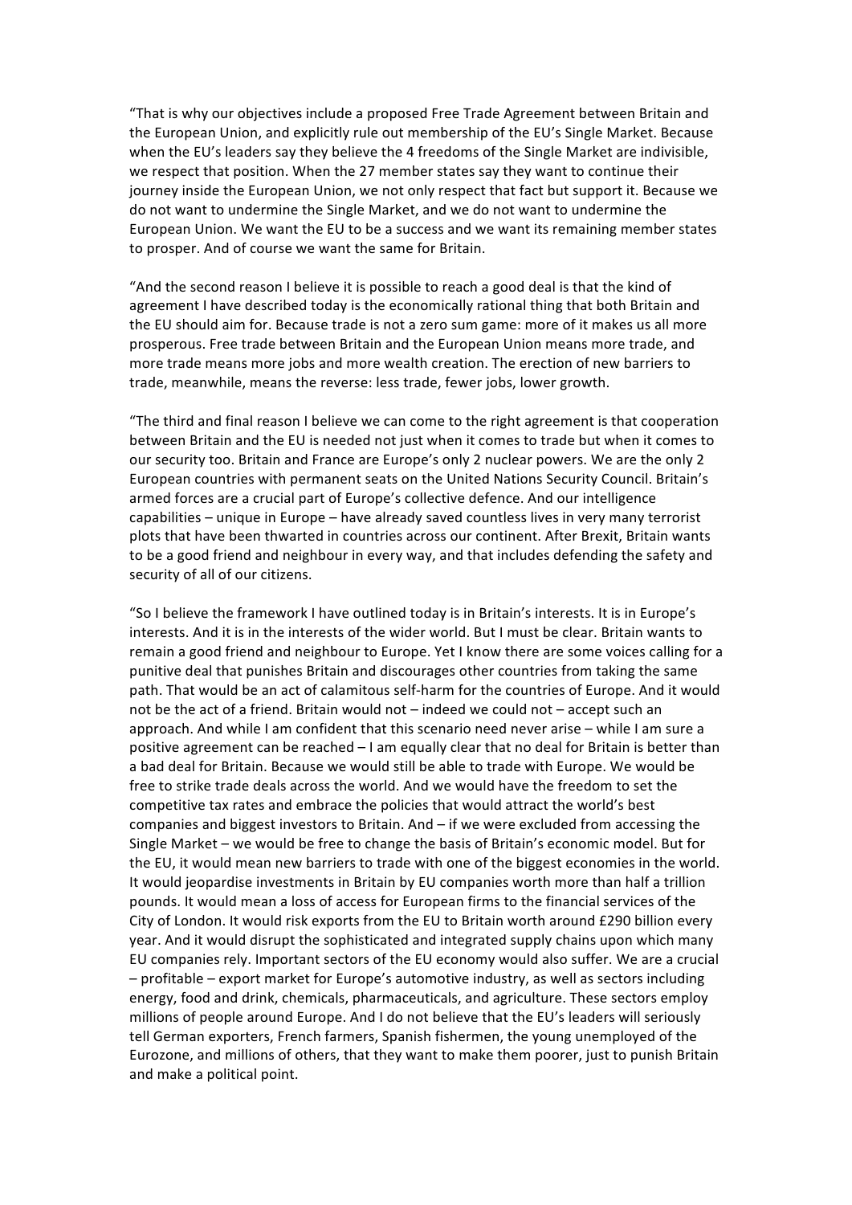"That is why our objectives include a proposed Free Trade Agreement between Britain and the European Union, and explicitly rule out membership of the EU's Single Market. Because when the EU's leaders say they believe the 4 freedoms of the Single Market are indivisible, we respect that position. When the 27 member states say they want to continue their journey inside the European Union, we not only respect that fact but support it. Because we do not want to undermine the Single Market, and we do not want to undermine the European Union. We want the EU to be a success and we want its remaining member states to prosper. And of course we want the same for Britain.

"And the second reason I believe it is possible to reach a good deal is that the kind of agreement I have described today is the economically rational thing that both Britain and the EU should aim for. Because trade is not a zero sum game: more of it makes us all more prosperous. Free trade between Britain and the European Union means more trade, and more trade means more jobs and more wealth creation. The erection of new barriers to trade, meanwhile, means the reverse: less trade, fewer jobs, lower growth.

"The third and final reason I believe we can come to the right agreement is that cooperation between Britain and the EU is needed not just when it comes to trade but when it comes to our security too. Britain and France are Europe's only 2 nuclear powers. We are the only 2 European countries with permanent seats on the United Nations Security Council. Britain's armed forces are a crucial part of Europe's collective defence. And our intelligence capabilities – unique in Europe – have already saved countless lives in very many terrorist plots that have been thwarted in countries across our continent. After Brexit, Britain wants to be a good friend and neighbour in every way, and that includes defending the safety and security of all of our citizens.

"So I believe the framework I have outlined today is in Britain's interests. It is in Europe's interests. And it is in the interests of the wider world. But I must be clear. Britain wants to remain a good friend and neighbour to Europe. Yet I know there are some voices calling for a punitive deal that punishes Britain and discourages other countries from taking the same path. That would be an act of calamitous self-harm for the countries of Europe. And it would not be the act of a friend. Britain would not – indeed we could not – accept such an approach. And while I am confident that this scenario need never arise – while I am sure a positive agreement can be reached – I am equally clear that no deal for Britain is better than a bad deal for Britain. Because we would still be able to trade with Europe. We would be free to strike trade deals across the world. And we would have the freedom to set the competitive tax rates and embrace the policies that would attract the world's best companies and biggest investors to Britain. And – if we were excluded from accessing the Single Market – we would be free to change the basis of Britain's economic model. But for the EU, it would mean new barriers to trade with one of the biggest economies in the world. It would jeopardise investments in Britain by EU companies worth more than half a trillion pounds. It would mean a loss of access for European firms to the financial services of the City of London. It would risk exports from the EU to Britain worth around £290 billion every year. And it would disrupt the sophisticated and integrated supply chains upon which many EU companies rely. Important sectors of the EU economy would also suffer. We are a crucial – profitable – export market for Europe's automotive industry, as well as sectors including energy, food and drink, chemicals, pharmaceuticals, and agriculture. These sectors employ millions of people around Europe. And I do not believe that the EU's leaders will seriously tell German exporters, French farmers, Spanish fishermen, the young unemployed of the Eurozone, and millions of others, that they want to make them poorer, just to punish Britain and make a political point.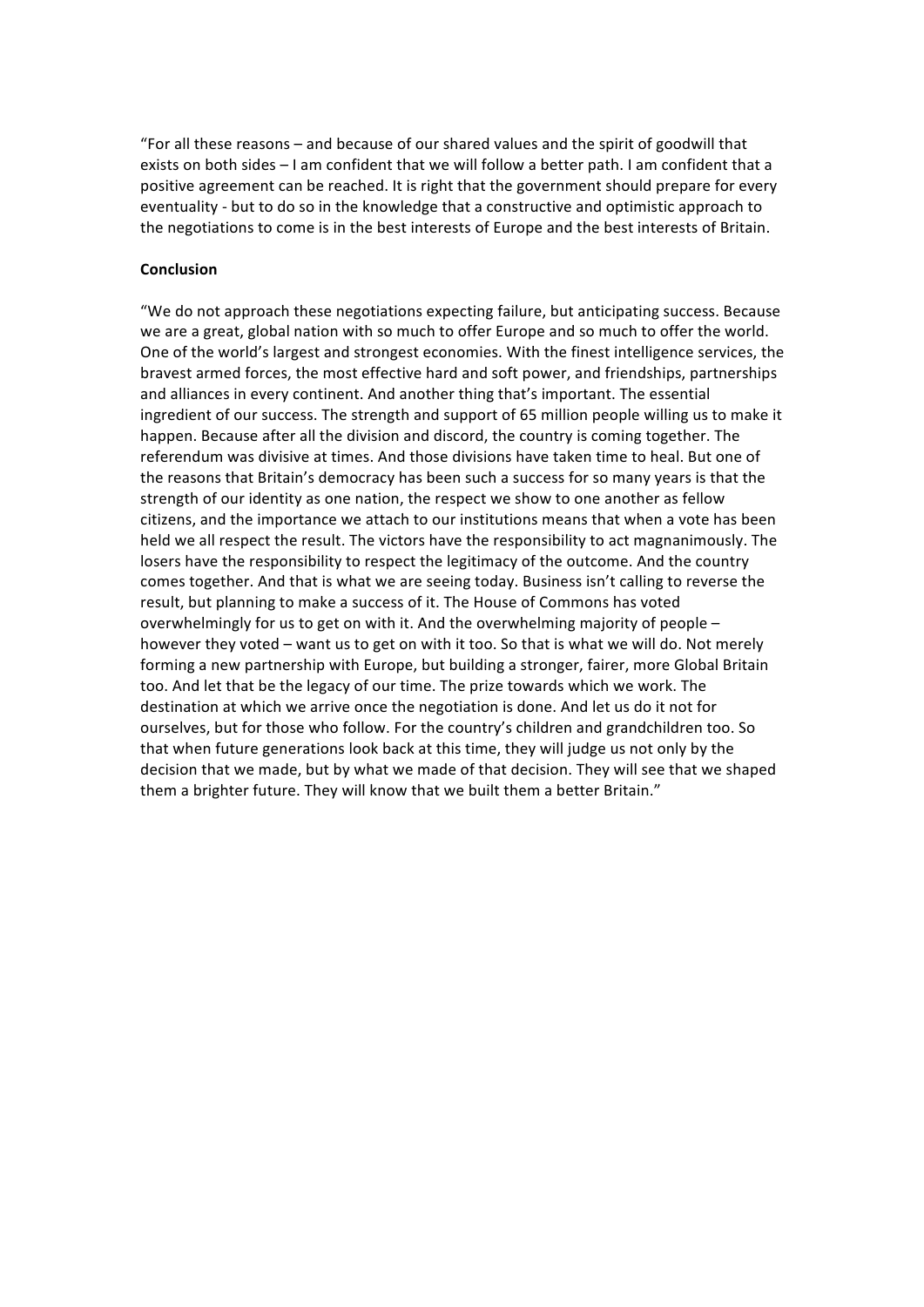"For all these reasons – and because of our shared values and the spirit of goodwill that exists on both sides – I am confident that we will follow a better path. I am confident that a positive agreement can be reached. It is right that the government should prepare for every eventuality - but to do so in the knowledge that a constructive and optimistic approach to the negotiations to come is in the best interests of Europe and the best interests of Britain.

**Conclusion**

"We do not approach these negotiations expecting failure, but anticipating success. Because we are a great, global nation with so much to offer Europe and so much to offer the world. One of the world's largest and strongest economies. With the finest intelligence services, the bravest armed forces, the most effective hard and soft power, and friendships, partnerships and alliances in every continent. And another thing that's important. The essential ingredient of our success. The strength and support of 65 million people willing us to make it happen. Because after all the division and discord, the country is coming together. The referendum was divisive at times. And those divisions have taken time to heal. But one of the reasons that Britain's democracy has been such a success for so many years is that the strength of our identity as one nation, the respect we show to one another as fellow citizens, and the importance we attach to our institutions means that when a vote has been held we all respect the result. The victors have the responsibility to act magnanimously. The losers have the responsibility to respect the legitimacy of the outcome. And the country comes together. And that is what we are seeing today. Business isn't calling to reverse the result, but planning to make a success of it. The House of Commons has voted overwhelmingly for us to get on with it. And the overwhelming majority of people – however they voted – want us to get on with it too. So that is what we will do. Not merely forming a new partnership with Europe, but building a stronger, fairer, more Global Britain too. And let that be the legacy of our time. The prize towards which we work. The destination at which we arrive once the negotiation is done. And let us do it not for ourselves, but for those who follow. For the country's children and grandchildren too. So that when future generations look back at this time, they will judge us not only by the decision that we made, but by what we made of that decision. They will see that we shaped them a brighter future. They will know that we built them a better Britain."